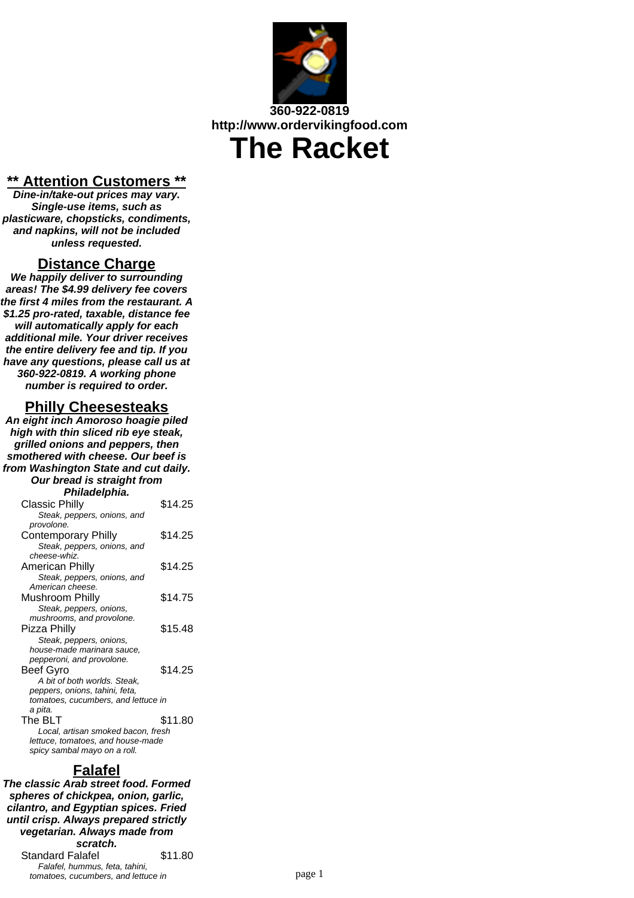360-922-0819
http://www.ordervikingfood.com

# The Racket

## ** Attention Customers **

***Dine-in/take-out prices may vary. Single-use items, such as plasticware, chopsticks, condiments, and napkins, will not be included unless requested.***

## Distance Charge

***We happily deliver to surrounding areas! The $4.99 delivery fee covers the first 4 miles from the restaurant. A $1.25 pro-rated, taxable, distance fee will automatically apply for each additional mile. Your driver receives the entire delivery fee and tip. If you have any questions, please call us at 360-922-0819. A working phone number is required to order.***

## Philly Cheesesteaks

***An eight inch Amoroso hoagie piled high with thin sliced rib eye steak, grilled onions and peppers, then smothered with cheese. Our beef is from Washington State and cut daily. Our bread is straight from Philadelphia.***

Classic Philly — $14.25
*Steak, peppers, onions, and provolone.*

Contemporary Philly — $14.25
*Steak, peppers, onions, and cheese-whiz.*

American Philly — $14.25
*Steak, peppers, onions, and American cheese.*

Mushroom Philly — $14.75
*Steak, peppers, onions, mushrooms, and provolone.*

Pizza Philly — $15.48
*Steak, peppers, onions, house-made marinara sauce, pepperoni, and provolone.*

Beef Gyro — $14.25
*A bit of both worlds. Steak, peppers, onions, tahini, feta, tomatoes, cucumbers, and lettuce in a pita.*

The BLT — $11.80
*Local, artisan smoked bacon, fresh lettuce, tomatoes, and house-made spicy sambal mayo on a roll.*

## Falafel

***The classic Arab street food. Formed spheres of chickpea, onion, garlic, cilantro, and Egyptian spices. Fried until crisp. Always prepared strictly vegetarian. Always made from scratch.***

Standard Falafel — $11.80
*Falafel, hummus, feta, tahini, tomatoes, cucumbers, and lettuce in*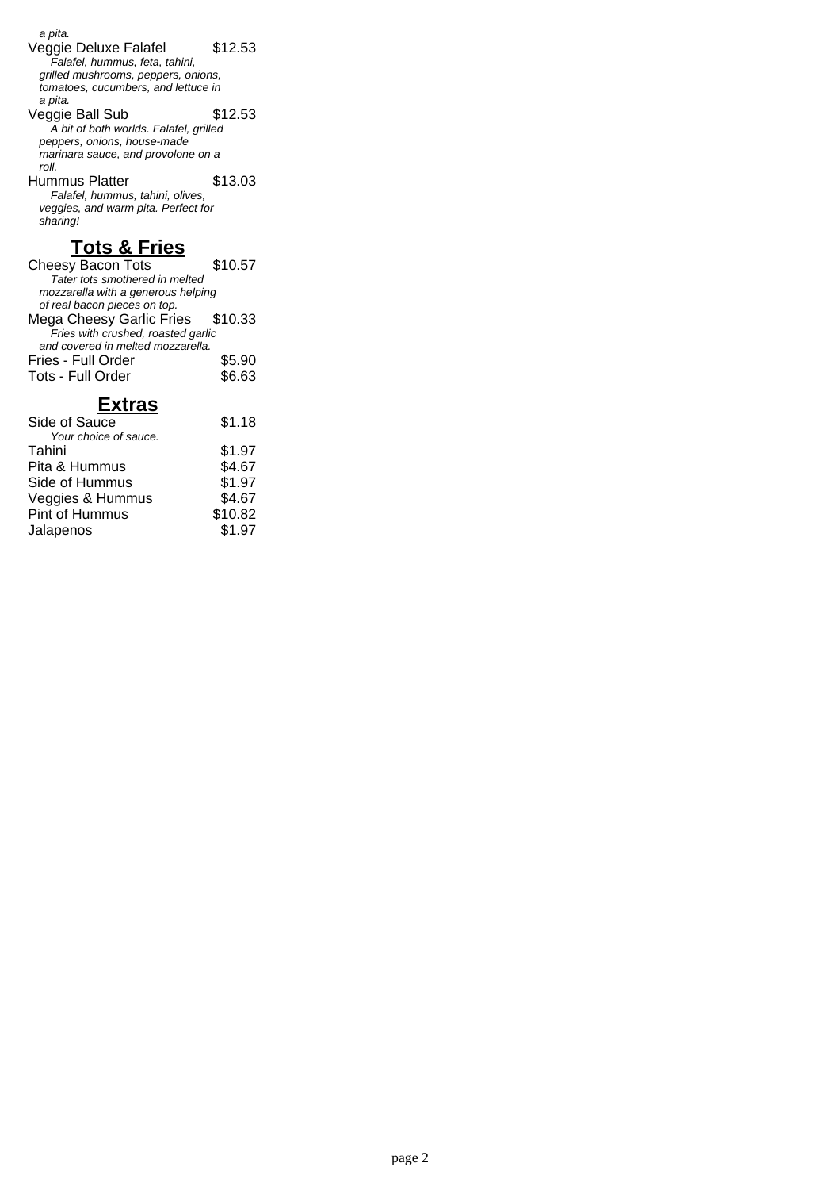*a pita.*

Veggie Deluxe Falafel $12.53
*Falafel, hummus, feta, tahini, grilled mushrooms, peppers, onions, tomatoes, cucumbers, and lettuce in a pita.*

Veggie Ball Sub $12.53
*A bit of both worlds. Falafel, grilled peppers, onions, house-made marinara sauce, and provolone on a roll.*

Hummus Platter $13.03
*Falafel, hummus, tahini, olives, veggies, and warm pita. Perfect for sharing!*

## Tots & Fries

Cheesy Bacon Tots $10.57
*Tater tots smothered in melted mozzarella with a generous helping of real bacon pieces on top.*

Mega Cheesy Garlic Fries $10.33
*Fries with crushed, roasted garlic and covered in melted mozzarella.*

Fries - Full Order $5.90

Tots - Full Order $6.63

## Extras

Side of Sauce $1.18
*Your choice of sauce.*

Tahini $1.97

Pita & Hummus $4.67

Side of Hummus $1.97

Veggies & Hummus $4.67

Pint of Hummus $10.82

Jalapenos $1.97